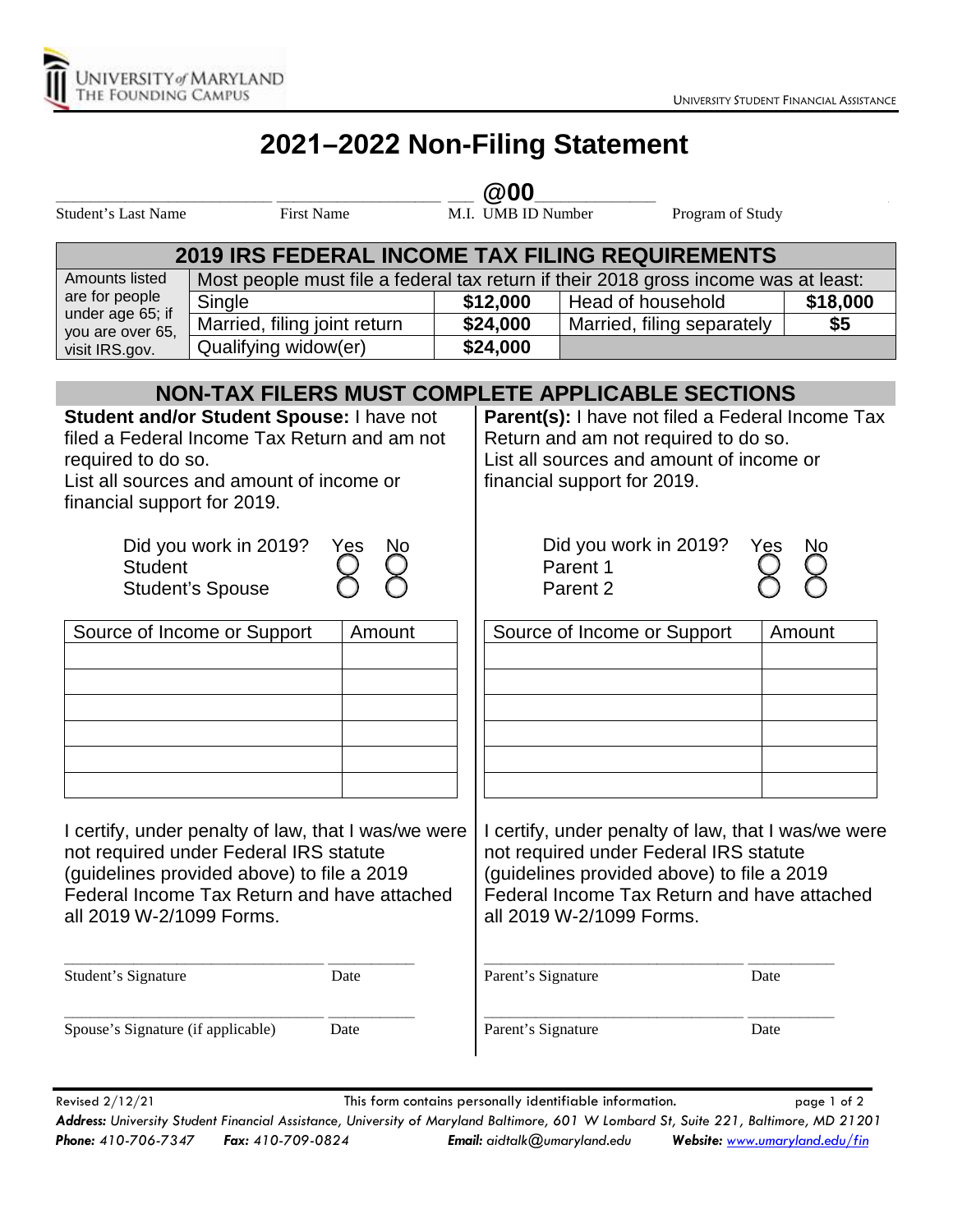UNIVERSITY of MARYLAND
THE FOUNDING CAMPUS

UNIVERSITY STUDENT FINANCIAL ASSISTANCE

# 2021–2022 Non-Filing Statement

_______________ _______________ ___ @00___________

Student's Last Name | First Name | M.I. | UMB ID Number | Program of Study

## 2019 IRS FEDERAL INCOME TAX FILING REQUIREMENTS

| Amounts listed are for people under age 65; if you are over 65, visit IRS.gov. | Most people must file a federal tax return if their 2018 gross income was at least: | | | |
|---|---|---|---|---|
| | Single | $12,000 | Head of household | $18,000 |
| | Married, filing joint return | $24,000 | Married, filing separately | $5 |
| | Qualifying widow(er) | $24,000 | | |

## NON-TAX FILERS MUST COMPLETE APPLICABLE SECTIONS

**Student and/or Student Spouse:** I have not filed a Federal Income Tax Return and am not required to do so.
List all sources and amount of income or financial support for 2019.

| Did you work in 2019? | Yes | No |
|---|---|---|
| Student | ◯ | ◯ |
| Student's Spouse | ◯ | ◯ |

| Source of Income or Support | Amount |
|---|---|
| | |
| | |
| | |
| | |
| | |
| | |

I certify, under penalty of law, that I was/we were not required under Federal IRS statute (guidelines provided above) to file a 2019 Federal Income Tax Return and have attached all 2019 W-2/1099 Forms.

_______________________________ __________
Student's Signature Date

_______________________________ __________
Spouse's Signature (if applicable) Date

**Parent(s):** I have not filed a Federal Income Tax Return and am not required to do so.
List all sources and amount of income or financial support for 2019.

| Did you work in 2019? | Yes | No |
|---|---|---|
| Parent 1 | ◯ | ◯ |
| Parent 2 | ◯ | ◯ |

| Source of Income or Support | Amount |
|---|---|
| | |
| | |
| | |
| | |
| | |
| | |

I certify, under penalty of law, that I was/we were not required under Federal IRS statute (guidelines provided above) to file a 2019 Federal Income Tax Return and have attached all 2019 W-2/1099 Forms.

_______________________________ __________
Parent's Signature Date

_______________________________ __________
Parent's Signature Date

Revised 2/12/21 This form contains personally identifiable information.

***Address:** University Student Financial Assistance, University of Maryland Baltimore, 601 W Lombard St, Suite 221, Baltimore, MD 21201*
***Phone:** 410-706-7347* ***Fax:** 410-709-0824* ***Email:** aidtalk@umaryland.edu* ***Website:** www.umaryland.edu/fin*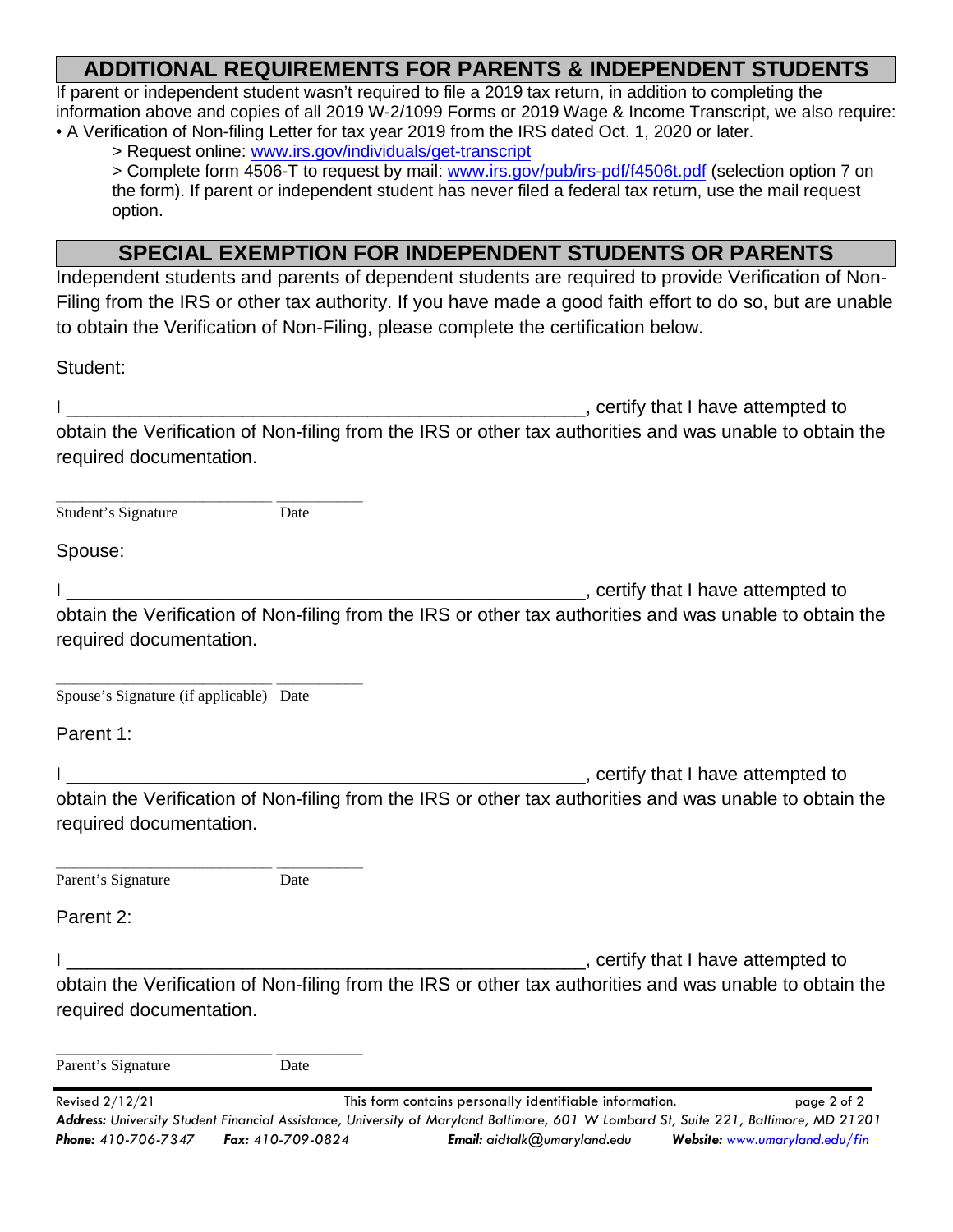## ADDITIONAL REQUIREMENTS FOR PARENTS & INDEPENDENT STUDENTS

If parent or independent student wasn't required to file a 2019 tax return, in addition to completing the information above and copies of all 2019 W-2/1099 Forms or 2019 Wage & Income Transcript, we also require:

- A Verification of Non-filing Letter for tax year 2019 from the IRS dated Oct. 1, 2020 or later.
  > Request online: www.irs.gov/individuals/get-transcript
  > Complete form 4506-T to request by mail: www.irs.gov/pub/irs-pdf/f4506t.pdf (selection option 7 on the form). If parent or independent student has never filed a federal tax return, use the mail request option.

## SPECIAL EXEMPTION FOR INDEPENDENT STUDENTS OR PARENTS

Independent students and parents of dependent students are required to provide Verification of Non-Filing from the IRS or other tax authority. If you have made a good faith effort to do so, but are unable to obtain the Verification of Non-Filing, please complete the certification below.

Student:

I ____________________________________________________, certify that I have attempted to obtain the Verification of Non-filing from the IRS or other tax authorities and was unable to obtain the required documentation.

___________________________ ___________
Student's Signature Date

Spouse:

I ____________________________________________________, certify that I have attempted to obtain the Verification of Non-filing from the IRS or other tax authorities and was unable to obtain the required documentation.

___________________________ ___________
Spouse's Signature (if applicable) Date

Parent 1:

I ____________________________________________________, certify that I have attempted to obtain the Verification of Non-filing from the IRS or other tax authorities and was unable to obtain the required documentation.

___________________________ ___________
Parent's Signature Date

Parent 2:

I ____________________________________________________, certify that I have attempted to obtain the Verification of Non-filing from the IRS or other tax authorities and was unable to obtain the required documentation.

___________________________ ___________
Parent's Signature Date

Revised 2/12/21 This form contains personally identifiable information.

***Address:*** *University Student Financial Assistance, University of Maryland Baltimore, 601 W Lombard St, Suite 221, Baltimore, MD 21201*

***Phone:*** *410-706-7347* ***Fax:*** *410-709-0824* ***Email:*** *aidtalk@umaryland.edu* ***Website:*** *www.umaryland.edu/fin*